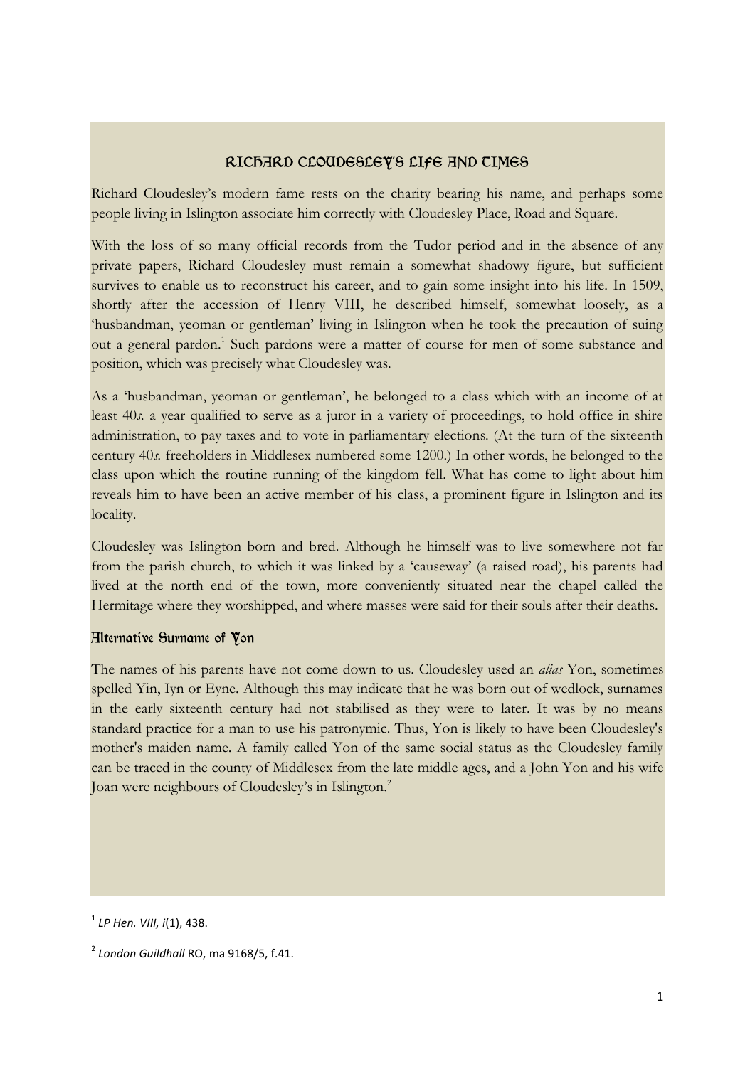# RICHARD CLOUDESLEY'S LIFE AND TIMES

Richard Cloudesley's modern fame rests on the charity bearing his name, and perhaps some people living in Islington associate him correctly with Cloudesley Place, Road and Square.

With the loss of so many official records from the Tudor period and in the absence of any private papers, Richard Cloudesley must remain a somewhat shadowy figure, but sufficient survives to enable us to reconstruct his career, and to gain some insight into his life. In 1509, shortly after the accession of Henry VIII, he described himself, somewhat loosely, as a 'husbandman, yeoman or gentleman' living in Islington when he took the precaution of suing out a general pardon.[1] Such pardons were a matter of course for men of some substance and position, which was precisely what Cloudesley was.

As a 'husbandman, yeoman or gentleman', he belonged to a class which with an income of at least 40*s.* a year qualified to serve as a juror in a variety of proceedings, to hold office in shire administration, to pay taxes and to vote in parliamentary elections. (At the turn of the sixteenth century 40*s.* freeholders in Middlesex numbered some 1200.) In other words, he belonged to the class upon which the routine running of the kingdom fell. What has come to light about him reveals him to have been an active member of his class, a prominent figure in Islington and its locality.

Cloudesley was Islington born and bred. Although he himself was to live somewhere not far from the parish church, to which it was linked by a 'causeway' (a raised road), his parents had lived at the north end of the town, more conveniently situated near the chapel called the Hermitage where they worshipped, and where masses were said for their souls after their deaths.

## Alternative Surname of Yon

The names of his parents have not come down to us. Cloudesley used an *alias* Yon, sometimes spelled Yin, Iyn or Eyne. Although this may indicate that he was born out of wedlock, surnames in the early sixteenth century had not stabilised as they were to later. It was by no means standard practice for a man to use his patronymic. Thus, Yon is likely to have been Cloudesley's mother's maiden name. A family called Yon of the same social status as the Cloudesley family can be traced in the county of Middlesex from the late middle ages, and a John Yon and his wife Joan were neighbours of Cloudesley's in Islington.[2]

---

[1] *LP Hen. VIII, i*(1), 438.

[2] *London Guildhall* RO, ma 9168/5, f.41.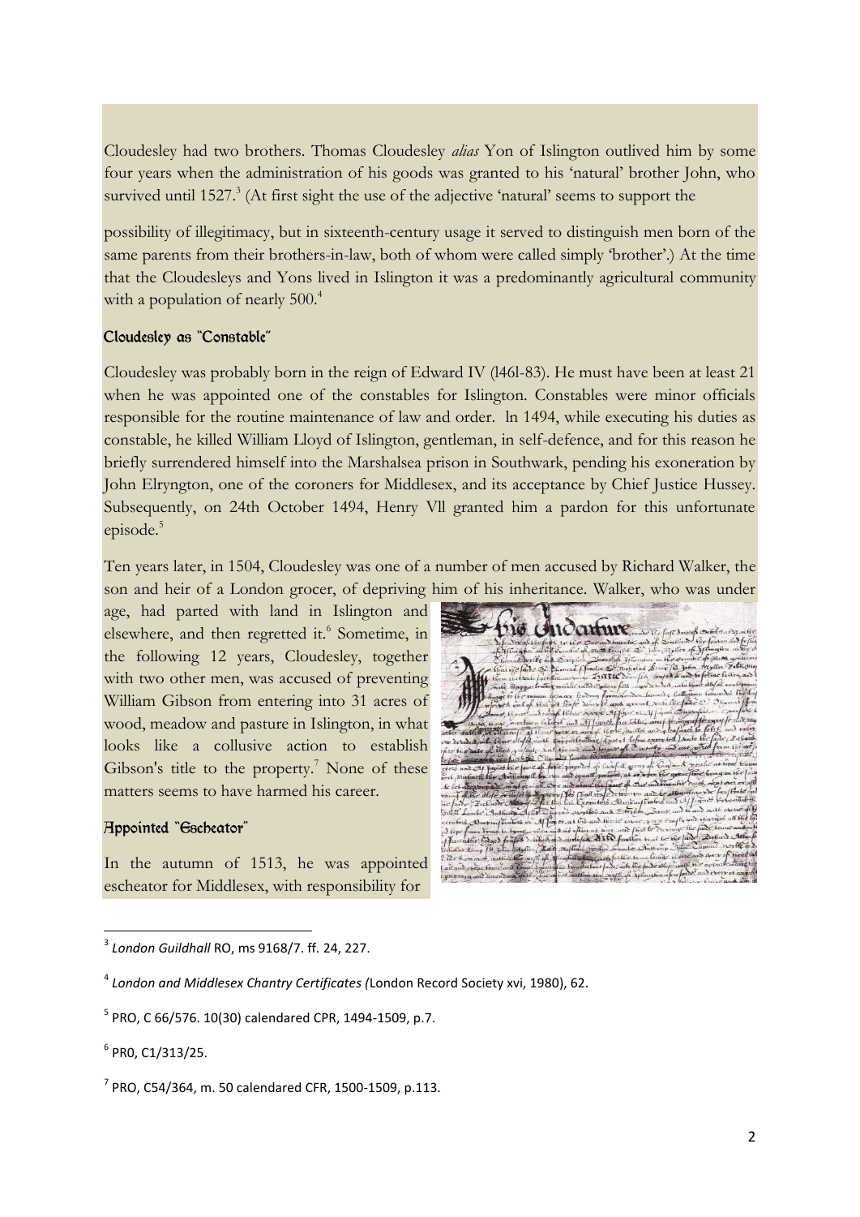Cloudesley had two brothers. Thomas Cloudesley *alias* Yon of Islington outlived him by some four years when the administration of his goods was granted to his 'natural' brother John, who survived until 1527.[3] (At first sight the use of the adjective 'natural' seems to support the possibility of illegitimacy, but in sixteenth-century usage it served to distinguish men born of the same parents from their brothers-in-law, both of whom were called simply 'brother'.) At the time that the Cloudesleys and Yons lived in Islington it was a predominantly agricultural community with a population of nearly 500.[4]

### Cloudesley as "Constable"

Cloudesley was probably born in the reign of Edward IV (l46l-83). He must have been at least 21 when he was appointed one of the constables for Islington. Constables were minor officials responsible for the routine maintenance of law and order. ln 1494, while executing his duties as constable, he killed William Lloyd of Islington, gentleman, in self-defence, and for this reason he briefly surrendered himself into the Marshalsea prison in Southwark, pending his exoneration by John Elryngton, one of the coroners for Middlesex, and its acceptance by Chief Justice Hussey. Subsequently, on 24th October 1494, Henry Vll granted him a pardon for this unfortunate episode.[5]

Ten years later, in 1504, Cloudesley was one of a number of men accused by Richard Walker, the son and heir of a London grocer, of depriving him of his inheritance. Walker, who was under age, had parted with land in Islington and elsewhere, and then regretted it.[6] Sometime, in the following 12 years, Cloudesley, together with two other men, was accused of preventing William Gibson from entering into 31 acres of wood, meadow and pasture in Islington, in what looks like a collusive action to establish Gibson's title to the property.[7] None of these matters seems to have harmed his career.

### Appointed "Escheator"

In the autumn of 1513, he was appointed escheator for Middlesex, with responsibility for

---

[3] *London Guildhall* RO, ms 9168/7. ff. 24, 227.

[4] *London and Middlesex Chantry Certificates (*London Record Society xvi, 1980), 62.

[5] PRO, C 66/576. 10(30) calendared CPR, 1494-1509, p.7.

[6] PR0, C1/313/25.

[7] PRO, C54/364, m. 50 calendared CFR, 1500-1509, p.113.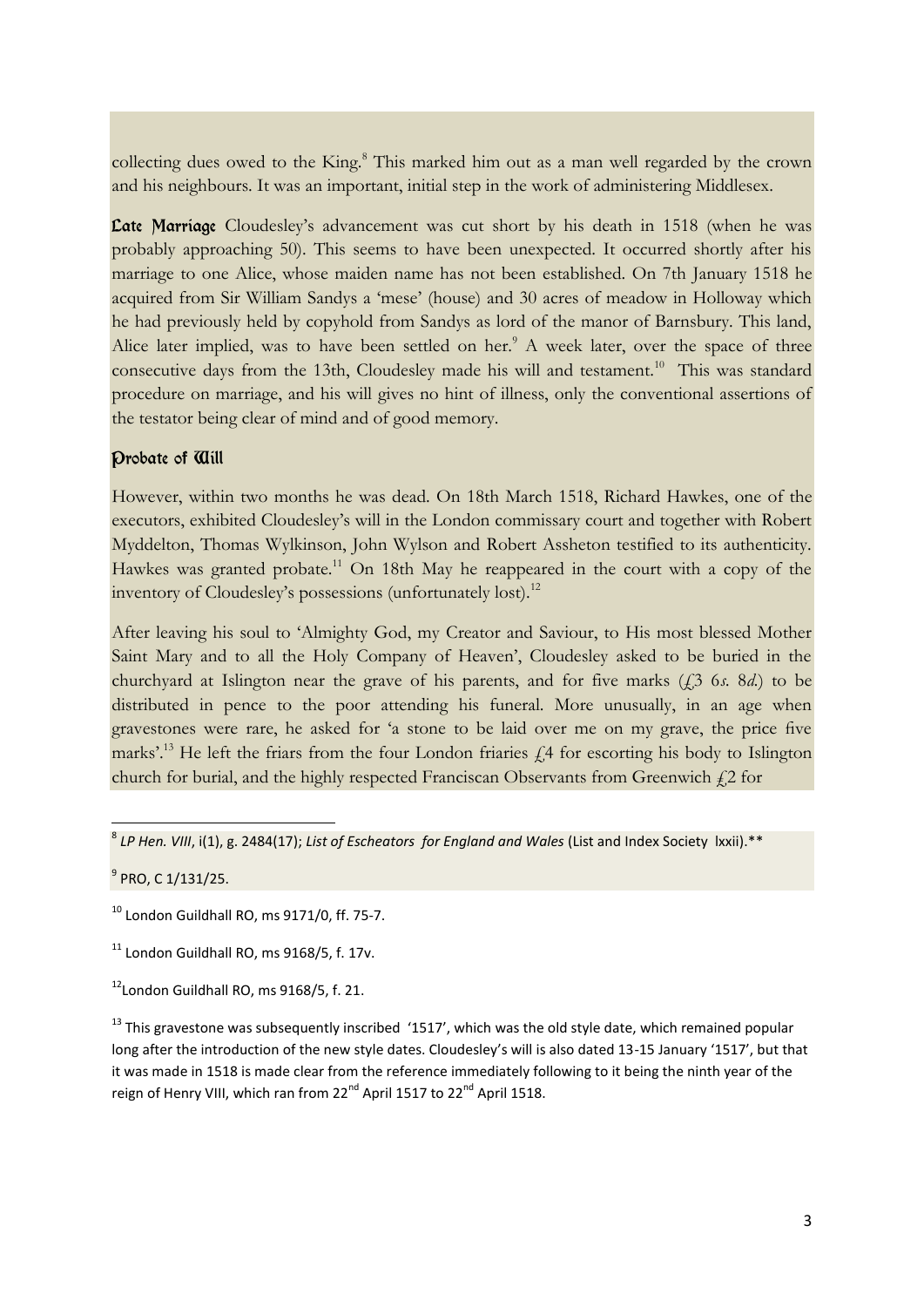collecting dues owed to the King.[8] This marked him out as a man well regarded by the crown and his neighbours. It was an important, initial step in the work of administering Middlesex.

**Late Marriage** Cloudesley's advancement was cut short by his death in 1518 (when he was probably approaching 50). This seems to have been unexpected. It occurred shortly after his marriage to one Alice, whose maiden name has not been established. On 7th January 1518 he acquired from Sir William Sandys a 'mese' (house) and 30 acres of meadow in Holloway which he had previously held by copyhold from Sandys as lord of the manor of Barnsbury. This land, Alice later implied, was to have been settled on her.[9] A week later, over the space of three consecutive days from the 13th, Cloudesley made his will and testament.[10] This was standard procedure on marriage, and his will gives no hint of illness, only the conventional assertions of the testator being clear of mind and of good memory.

## Probate of Will

However, within two months he was dead. On 18th March 1518, Richard Hawkes, one of the executors, exhibited Cloudesley's will in the London commissary court and together with Robert Myddelton, Thomas Wylkinson, John Wylson and Robert Assheton testified to its authenticity. Hawkes was granted probate.[11] On 18th May he reappeared in the court with a copy of the inventory of Cloudesley's possessions (unfortunately lost).[12]

After leaving his soul to 'Almighty God, my Creator and Saviour, to His most blessed Mother Saint Mary and to all the Holy Company of Heaven', Cloudesley asked to be buried in the churchyard at Islington near the grave of his parents, and for five marks (£3 6*s.* 8*d.*) to be distributed in pence to the poor attending his funeral. More unusually, in an age when gravestones were rare, he asked for 'a stone to be laid over me on my grave, the price five marks'.[13] He left the friars from the four London friaries £4 for escorting his body to Islington church for burial, and the highly respected Franciscan Observants from Greenwich £2 for

---

[8] *LP Hen. VIII*, i(1), g. 2484(17); *List of Escheators for England and Wales* (List and Index Society lxxii).**

[9] PRO, C 1/131/25.

[10] London Guildhall RO, ms 9171/0, ff. 75-7.

[11] London Guildhall RO, ms 9168/5, f. 17v.

[12] London Guildhall RO, ms 9168/5, f. 21.

[13] This gravestone was subsequently inscribed '1517', which was the old style date, which remained popular long after the introduction of the new style dates. Cloudesley's will is also dated 13-15 January '1517', but that it was made in 1518 is made clear from the reference immediately following to it being the ninth year of the reign of Henry VIII, which ran from 22nd April 1517 to 22nd April 1518.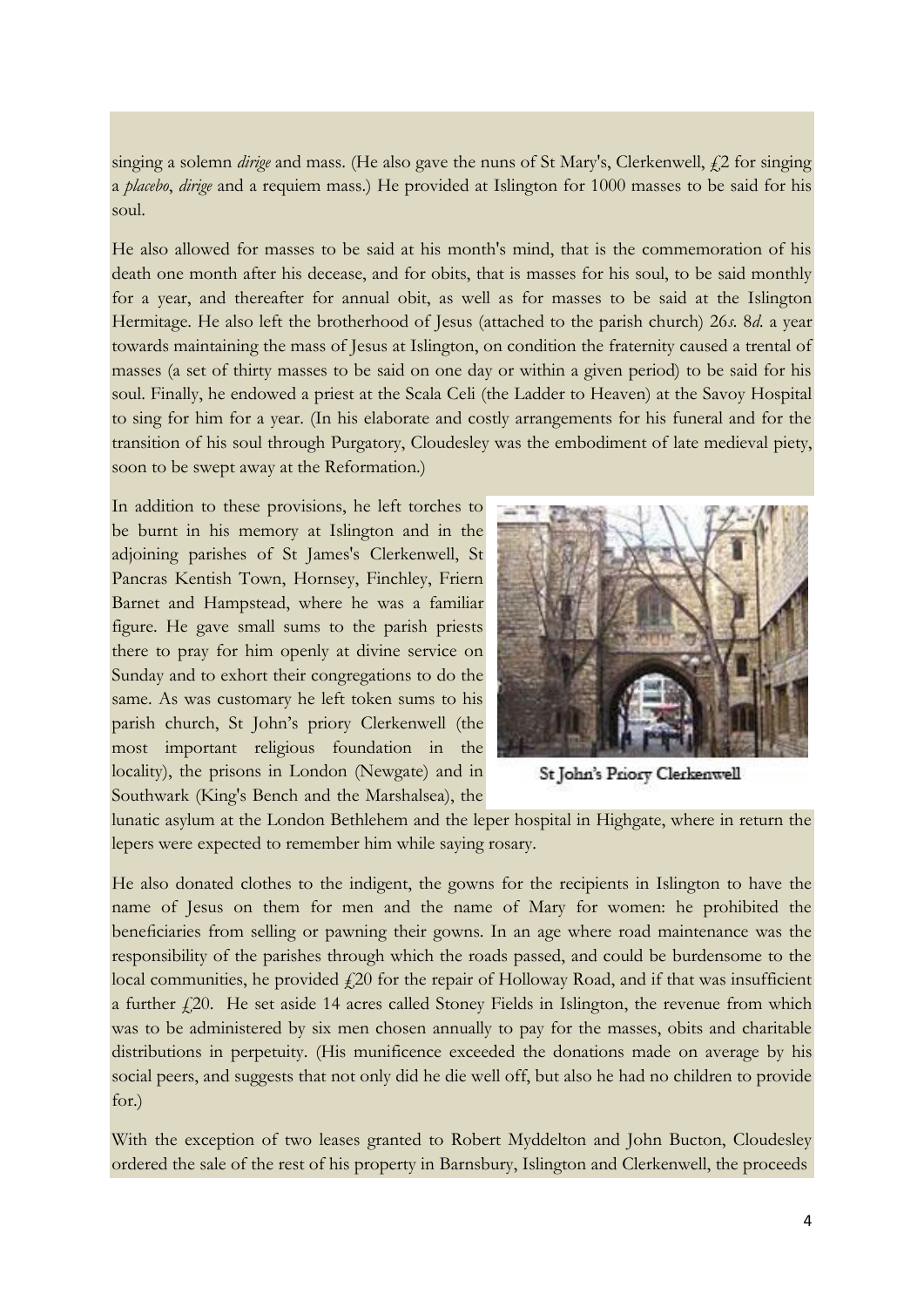singing a solemn *dirige* and mass. (He also gave the nuns of St Mary's, Clerkenwell, £2 for singing a *placebo*, *dirige* and a requiem mass.) He provided at Islington for 1000 masses to be said for his soul.

He also allowed for masses to be said at his month's mind, that is the commemoration of his death one month after his decease, and for obits, that is masses for his soul, to be said monthly for a year, and thereafter for annual obit, as well as for masses to be said at the Islington Hermitage. He also left the brotherhood of Jesus (attached to the parish church) 26*s.* 8*d.* a year towards maintaining the mass of Jesus at Islington, on condition the fraternity caused a trental of masses (a set of thirty masses to be said on one day or within a given period) to be said for his soul. Finally, he endowed a priest at the Scala Celi (the Ladder to Heaven) at the Savoy Hospital to sing for him for a year. (In his elaborate and costly arrangements for his funeral and for the transition of his soul through Purgatory, Cloudesley was the embodiment of late medieval piety, soon to be swept away at the Reformation.)

In addition to these provisions, he left torches to be burnt in his memory at Islington and in the adjoining parishes of St James's Clerkenwell, St Pancras Kentish Town, Hornsey, Finchley, Friern Barnet and Hampstead, where he was a familiar figure. He gave small sums to the parish priests there to pray for him openly at divine service on Sunday and to exhort their congregations to do the same. As was customary he left token sums to his parish church, St John's priory Clerkenwell (the most important religious foundation in the locality), the prisons in London (Newgate) and in Southwark (King's Bench and the Marshalsea), the lunatic asylum at the London Bethlehem and the leper hospital in Highgate, where in return the lepers were expected to remember him while saying rosary.

St John's Priory Clerkenwell

He also donated clothes to the indigent, the gowns for the recipients in Islington to have the name of Jesus on them for men and the name of Mary for women: he prohibited the beneficiaries from selling or pawning their gowns. In an age where road maintenance was the responsibility of the parishes through which the roads passed, and could be burdensome to the local communities, he provided £20 for the repair of Holloway Road, and if that was insufficient a further £20. He set aside 14 acres called Stoney Fields in Islington, the revenue from which was to be administered by six men chosen annually to pay for the masses, obits and charitable distributions in perpetuity. (His munificence exceeded the donations made on average by his social peers, and suggests that not only did he die well off, but also he had no children to provide for.)

With the exception of two leases granted to Robert Myddelton and John Bucton, Cloudesley ordered the sale of the rest of his property in Barnsbury, Islington and Clerkenwell, the proceeds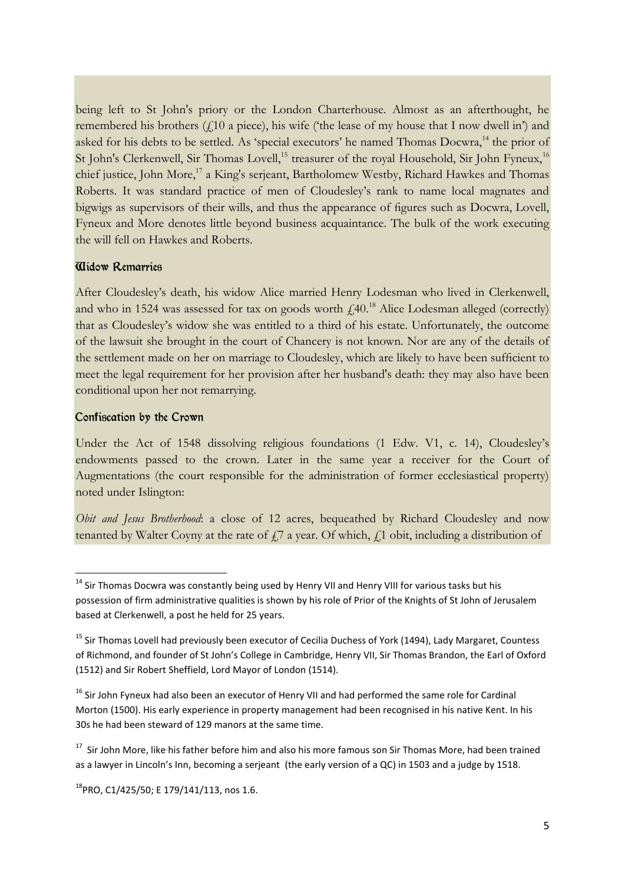being left to St John's priory or the London Charterhouse. Almost as an afterthought, he remembered his brothers (£10 a piece), his wife ('the lease of my house that I now dwell in') and asked for his debts to be settled. As 'special executors' he named Thomas Docwra,[14] the prior of St John's Clerkenwell, Sir Thomas Lovell,[15] treasurer of the royal Household, Sir John Fyneux,[16] chief justice, John More,[17] a King's serjeant, Bartholomew Westby, Richard Hawkes and Thomas Roberts. It was standard practice of men of Cloudesley's rank to name local magnates and bigwigs as supervisors of their wills, and thus the appearance of figures such as Docwra, Lovell, Fyneux and More denotes little beyond business acquaintance. The bulk of the work executing the will fell on Hawkes and Roberts.

### Widow Remarries

After Cloudesley's death, his widow Alice married Henry Lodesman who lived in Clerkenwell, and who in 1524 was assessed for tax on goods worth £40.[18] Alice Lodesman alleged (correctly) that as Cloudesley's widow she was entitled to a third of his estate. Unfortunately, the outcome of the lawsuit she brought in the court of Chancery is not known. Nor are any of the details of the settlement made on her on marriage to Cloudesley, which are likely to have been sufficient to meet the legal requirement for her provision after her husband's death: they may also have been conditional upon her not remarrying.

### Confiscation by the Crown

Under the Act of 1548 dissolving religious foundations (1 Edw. V1, c. 14), Cloudesley's endowments passed to the crown. Later in the same year a receiver for the Court of Augmentations (the court responsible for the administration of former ecclesiastical property) noted under Islington:

*Obit and Jesus Brotherhood*: a close of 12 acres, bequeathed by Richard Cloudesley and now tenanted by Walter Coyny at the rate of £7 a year. Of which, £1 obit, including a distribution of

---

[14] Sir Thomas Docwra was constantly being used by Henry VII and Henry VIII for various tasks but his possession of firm administrative qualities is shown by his role of Prior of the Knights of St John of Jerusalem based at Clerkenwell, a post he held for 25 years.

[15] Sir Thomas Lovell had previously been executor of Cecilia Duchess of York (1494), Lady Margaret, Countess of Richmond, and founder of St John's College in Cambridge, Henry VII, Sir Thomas Brandon, the Earl of Oxford (1512) and Sir Robert Sheffield, Lord Mayor of London (1514).

[16] Sir John Fyneux had also been an executor of Henry VII and had performed the same role for Cardinal Morton (1500). His early experience in property management had been recognised in his native Kent. In his 30s he had been steward of 129 manors at the same time.

[17] Sir John More, like his father before him and also his more famous son Sir Thomas More, had been trained as a lawyer in Lincoln's Inn, becoming a serjeant (the early version of a QC) in 1503 and a judge by 1518.

[18] PRO, C1/425/50; E 179/141/113, nos 1.6.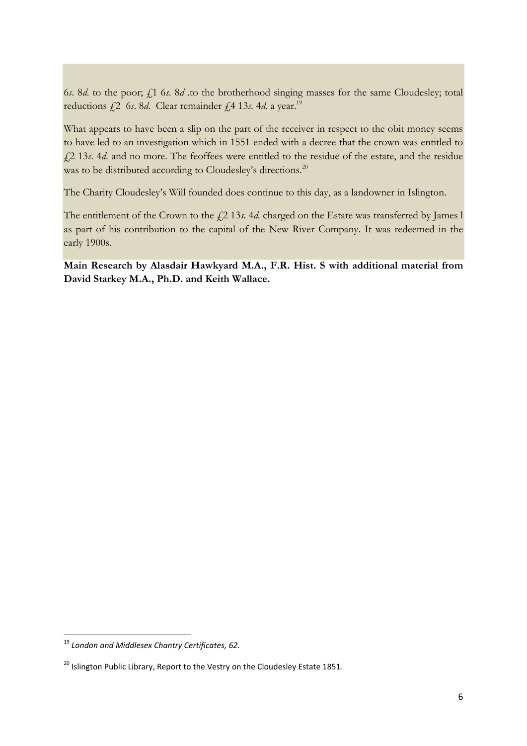6*s.* 8*d.* to the poor; £1 6*s.* 8*d* .to the brotherhood singing masses for the same Cloudesley; total reductions £2 6*s.* 8*d.* Clear remainder £4 13*s.* 4*d.* a year.[19]

What appears to have been a slip on the part of the receiver in respect to the obit money seems to have led to an investigation which in 1551 ended with a decree that the crown was entitled to £2 13*s.* 4*d.* and no more. The feoffees were entitled to the residue of the estate, and the residue was to be distributed according to Cloudesley's directions.[20]

The Charity Cloudesley's Will founded does continue to this day, as a landowner in Islington.

The entitlement of the Crown to the £2 13*s.* 4*d.* charged on the Estate was transferred by James l as part of his contribution to the capital of the New River Company. It was redeemed in the early 1900s.

**Main Research by Alasdair Hawkyard M.A., F.R. Hist. S with additional material from David Starkey M.A., Ph.D. and Keith Wallace.**

---

[19] *London and Middlesex Chantry Certificates, 62.*

[20] Islington Public Library, Report to the Vestry on the Cloudesley Estate 1851.